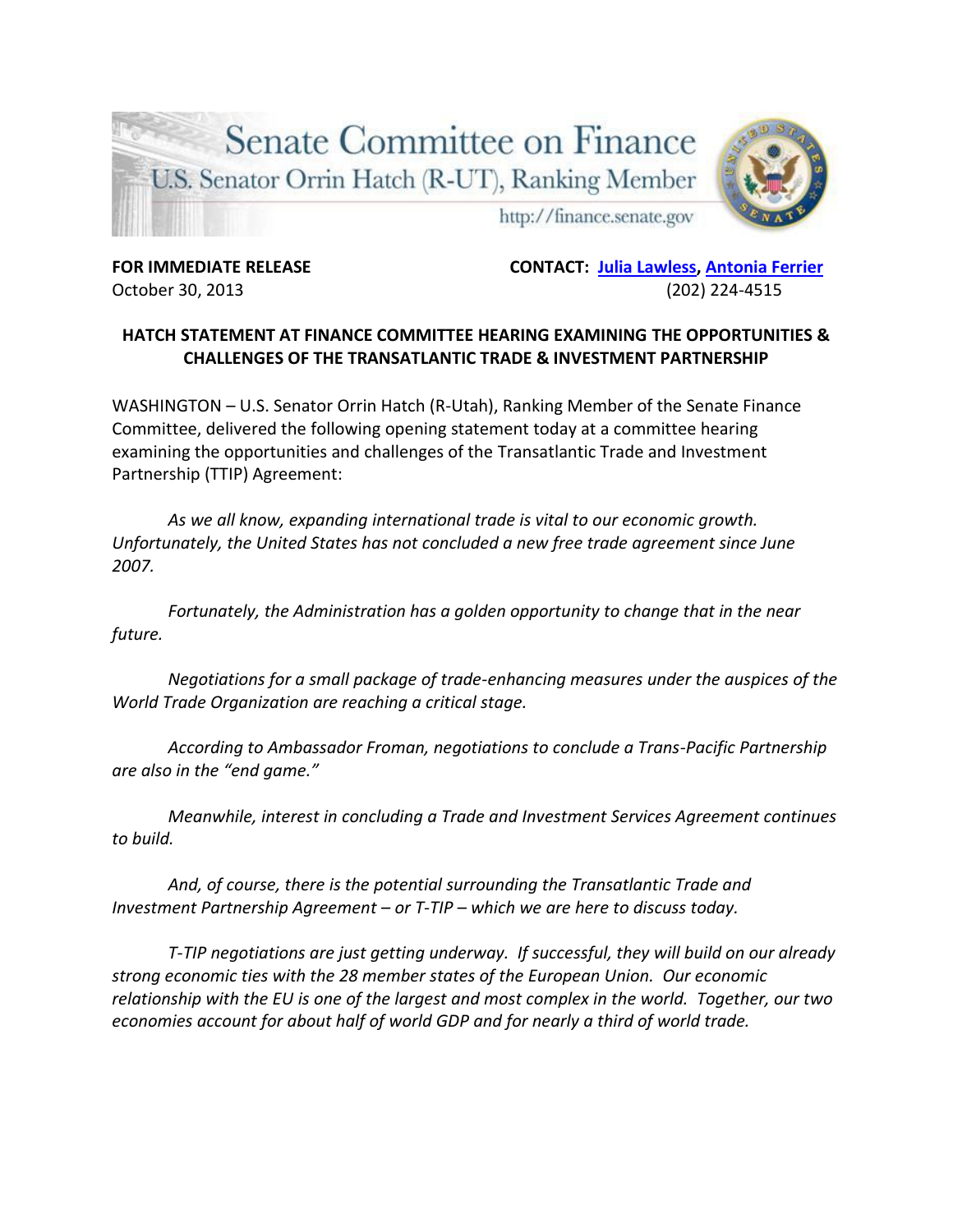# Senate Committee on Finance

U.S. Senator Orrin Hatch (R-UT), Ranking Member

http://finance.senate.gov

**FOR IMMEDIATE RELEASE**
October 30, 2013

**CONTACT: Julia Lawless, Antonia Ferrier**
(202) 224-4515

## HATCH STATEMENT AT FINANCE COMMITTEE HEARING EXAMINING THE OPPORTUNITIES & CHALLENGES OF THE TRANSATLANTIC TRADE & INVESTMENT PARTNERSHIP

WASHINGTON – U.S. Senator Orrin Hatch (R-Utah), Ranking Member of the Senate Finance Committee, delivered the following opening statement today at a committee hearing examining the opportunities and challenges of the Transatlantic Trade and Investment Partnership (TTIP) Agreement:

*As we all know, expanding international trade is vital to our economic growth. Unfortunately, the United States has not concluded a new free trade agreement since June 2007.*

*Fortunately, the Administration has a golden opportunity to change that in the near future.*

*Negotiations for a small package of trade-enhancing measures under the auspices of the World Trade Organization are reaching a critical stage.*

*According to Ambassador Froman, negotiations to conclude a Trans-Pacific Partnership are also in the "end game."*

*Meanwhile, interest in concluding a Trade and Investment Services Agreement continues to build.*

*And, of course, there is the potential surrounding the Transatlantic Trade and Investment Partnership Agreement – or T-TIP – which we are here to discuss today.*

*T-TIP negotiations are just getting underway. If successful, they will build on our already strong economic ties with the 28 member states of the European Union. Our economic relationship with the EU is one of the largest and most complex in the world. Together, our two economies account for about half of world GDP and for nearly a third of world trade.*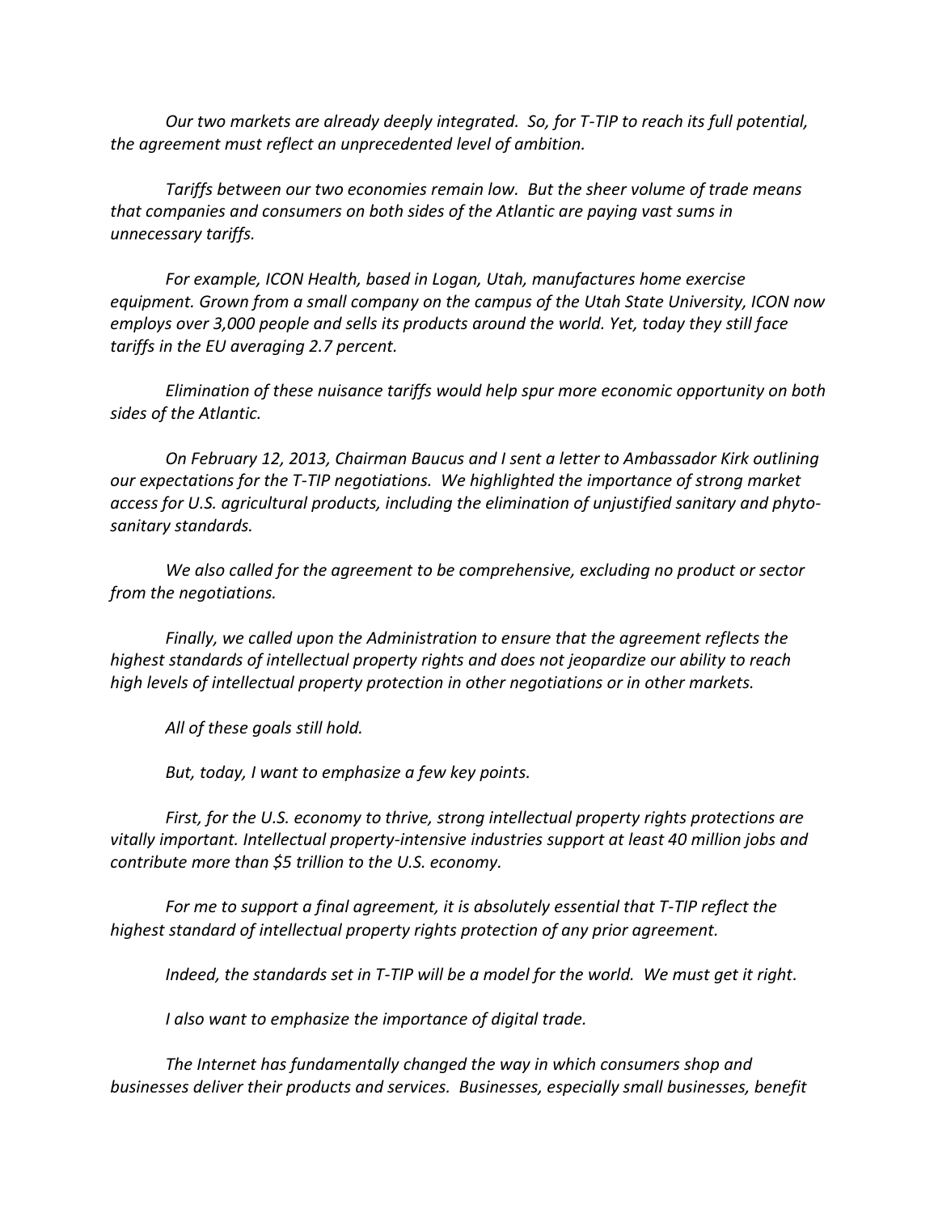*Our two markets are already deeply integrated. So, for T-TIP to reach its full potential, the agreement must reflect an unprecedented level of ambition.*

*Tariffs between our two economies remain low. But the sheer volume of trade means that companies and consumers on both sides of the Atlantic are paying vast sums in unnecessary tariffs.*

*For example, ICON Health, based in Logan, Utah, manufactures home exercise equipment. Grown from a small company on the campus of the Utah State University, ICON now employs over 3,000 people and sells its products around the world. Yet, today they still face tariffs in the EU averaging 2.7 percent.*

*Elimination of these nuisance tariffs would help spur more economic opportunity on both sides of the Atlantic.*

*On February 12, 2013, Chairman Baucus and I sent a letter to Ambassador Kirk outlining our expectations for the T-TIP negotiations. We highlighted the importance of strong market access for U.S. agricultural products, including the elimination of unjustified sanitary and phyto-sanitary standards.*

*We also called for the agreement to be comprehensive, excluding no product or sector from the negotiations.*

*Finally, we called upon the Administration to ensure that the agreement reflects the highest standards of intellectual property rights and does not jeopardize our ability to reach high levels of intellectual property protection in other negotiations or in other markets.*

*All of these goals still hold.*

*But, today, I want to emphasize a few key points.*

*First, for the U.S. economy to thrive, strong intellectual property rights protections are vitally important. Intellectual property-intensive industries support at least 40 million jobs and contribute more than $5 trillion to the U.S. economy.*

*For me to support a final agreement, it is absolutely essential that T-TIP reflect the highest standard of intellectual property rights protection of any prior agreement.*

*Indeed, the standards set in T-TIP will be a model for the world. We must get it right.*

*I also want to emphasize the importance of digital trade.*

*The Internet has fundamentally changed the way in which consumers shop and businesses deliver their products and services. Businesses, especially small businesses, benefit*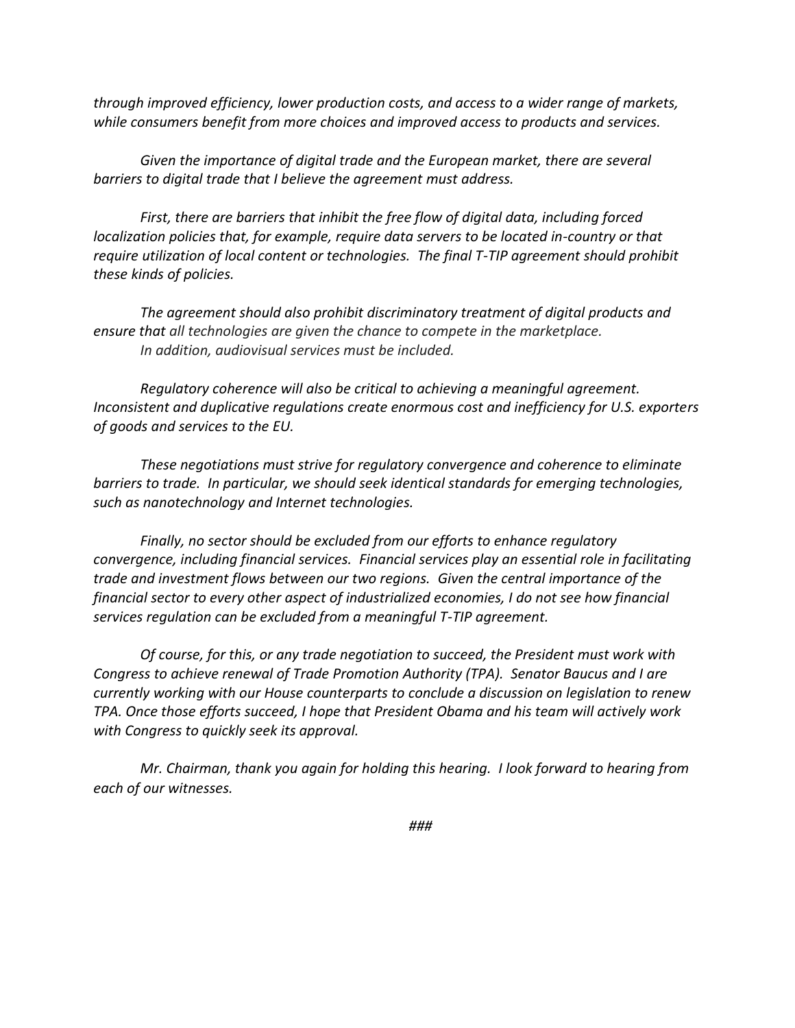*through improved efficiency, lower production costs, and access to a wider range of markets, while consumers benefit from more choices and improved access to products and services.*

*Given the importance of digital trade and the European market, there are several barriers to digital trade that I believe the agreement must address.*

*First, there are barriers that inhibit the free flow of digital data, including forced localization policies that, for example, require data servers to be located in-country or that require utilization of local content or technologies. The final T-TIP agreement should prohibit these kinds of policies.*

*The agreement should also prohibit discriminatory treatment of digital products and ensure that all technologies are given the chance to compete in the marketplace.*
*In addition, audiovisual services must be included.*

*Regulatory coherence will also be critical to achieving a meaningful agreement. Inconsistent and duplicative regulations create enormous cost and inefficiency for U.S. exporters of goods and services to the EU.*

*These negotiations must strive for regulatory convergence and coherence to eliminate barriers to trade. In particular, we should seek identical standards for emerging technologies, such as nanotechnology and Internet technologies.*

*Finally, no sector should be excluded from our efforts to enhance regulatory convergence, including financial services. Financial services play an essential role in facilitating trade and investment flows between our two regions. Given the central importance of the financial sector to every other aspect of industrialized economies, I do not see how financial services regulation can be excluded from a meaningful T-TIP agreement.*

*Of course, for this, or any trade negotiation to succeed, the President must work with Congress to achieve renewal of Trade Promotion Authority (TPA). Senator Baucus and I are currently working with our House counterparts to conclude a discussion on legislation to renew TPA. Once those efforts succeed, I hope that President Obama and his team will actively work with Congress to quickly seek its approval.*

*Mr. Chairman, thank you again for holding this hearing. I look forward to hearing from each of our witnesses.*

*###*